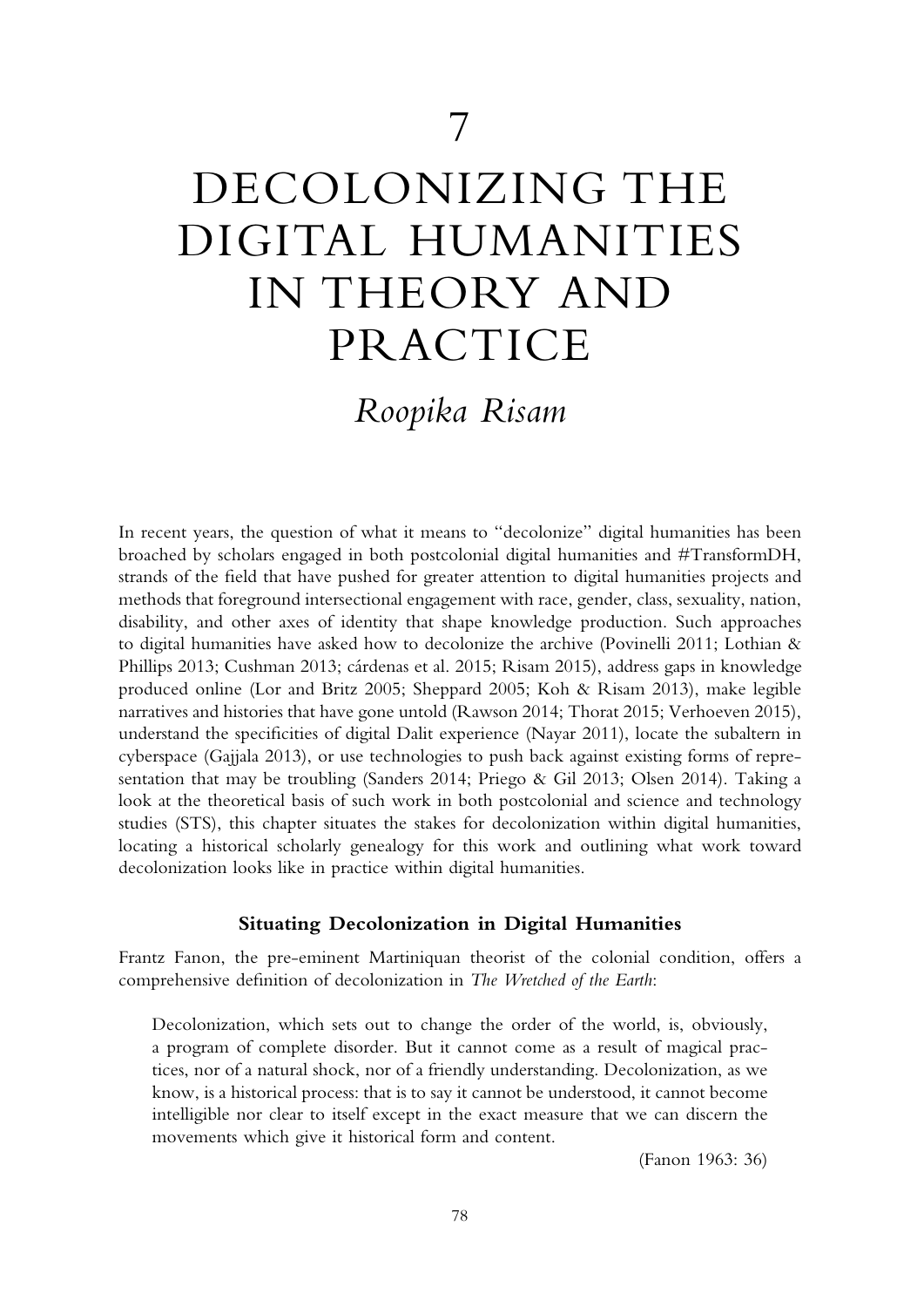# 7

# DECOLONIZING THE DIGITAL HUMANITIES IN THEORY AND PRACTICE

*Roopika Risam*

In recent years, the question of what it means to "decolonize" digital humanities has been broached by scholars engaged in both postcolonial digital humanities and #TransformDH, strands of the field that have pushed for greater attention to digital humanities projects and methods that foreground intersectional engagement with race, gender, class, sexuality, nation, disability, and other axes of identity that shape knowledge production. Such approaches to digital humanities have asked how to decolonize the archive (Povinelli 2011; Lothian & Phillips 2013; Cushman 2013; cárdenas et al. 2015; Risam 2015), address gaps in knowledge produced online (Lor and Britz 2005; Sheppard 2005; Koh & Risam 2013), make legible narratives and histories that have gone untold (Rawson 2014; Thorat 2015; Verhoeven 2015), understand the specificities of digital Dalit experience (Nayar 2011), locate the subaltern in cyberspace (Gajjala 2013), or use technologies to push back against existing forms of representation that may be troubling (Sanders 2014; Priego & Gil 2013; Olsen 2014). Taking a look at the theoretical basis of such work in both postcolonial and science and technology studies (STS), this chapter situates the stakes for decolonization within digital humanities, locating a historical scholarly genealogy for this work and outlining what work toward decolonization looks like in practice within digital humanities.

### Situating Decolonization in Digital Humanities

Frantz Fanon, the pre-eminent Martiniquan theorist of the colonial condition, offers a comprehensive definition of decolonization in *The Wretched of the Earth*:

> Decolonization, which sets out to change the order of the world, is, obviously, a program of complete disorder. But it cannot come as a result of magical practices, nor of a natural shock, nor of a friendly understanding. Decolonization, as we know, is a historical process: that is to say it cannot be understood, it cannot become intelligible nor clear to itself except in the exact measure that we can discern the movements which give it historical form and content.
>
> (Fanon 1963: 36)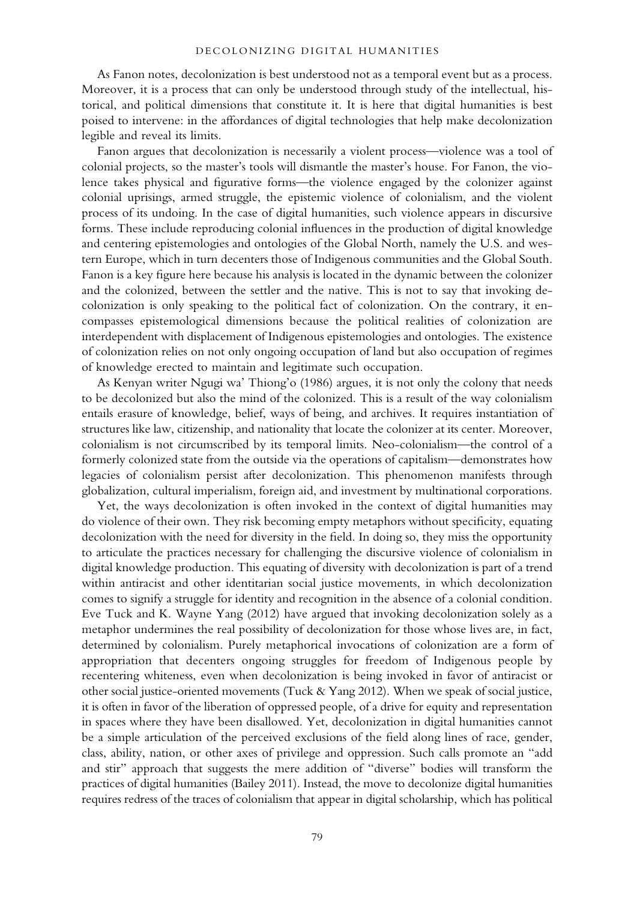As Fanon notes, decolonization is best understood not as a temporal event but as a process. Moreover, it is a process that can only be understood through study of the intellectual, historical, and political dimensions that constitute it. It is here that digital humanities is best poised to intervene: in the affordances of digital technologies that help make decolonization legible and reveal its limits.

Fanon argues that decolonization is necessarily a violent process—violence was a tool of colonial projects, so the master's tools will dismantle the master's house. For Fanon, the violence takes physical and figurative forms—the violence engaged by the colonizer against colonial uprisings, armed struggle, the epistemic violence of colonialism, and the violent process of its undoing. In the case of digital humanities, such violence appears in discursive forms. These include reproducing colonial influences in the production of digital knowledge and centering epistemologies and ontologies of the Global North, namely the U.S. and western Europe, which in turn decenters those of Indigenous communities and the Global South. Fanon is a key figure here because his analysis is located in the dynamic between the colonizer and the colonized, between the settler and the native. This is not to say that invoking decolonization is only speaking to the political fact of colonization. On the contrary, it encompasses epistemological dimensions because the political realities of colonization are interdependent with displacement of Indigenous epistemologies and ontologies. The existence of colonization relies on not only ongoing occupation of land but also occupation of regimes of knowledge erected to maintain and legitimate such occupation.

As Kenyan writer Ngugi wa' Thiong'o (1986) argues, it is not only the colony that needs to be decolonized but also the mind of the colonized. This is a result of the way colonialism entails erasure of knowledge, belief, ways of being, and archives. It requires instantiation of structures like law, citizenship, and nationality that locate the colonizer at its center. Moreover, colonialism is not circumscribed by its temporal limits. Neo-colonialism—the control of a formerly colonized state from the outside via the operations of capitalism—demonstrates how legacies of colonialism persist after decolonization. This phenomenon manifests through globalization, cultural imperialism, foreign aid, and investment by multinational corporations.

Yet, the ways decolonization is often invoked in the context of digital humanities may do violence of their own. They risk becoming empty metaphors without specificity, equating decolonization with the need for diversity in the field. In doing so, they miss the opportunity to articulate the practices necessary for challenging the discursive violence of colonialism in digital knowledge production. This equating of diversity with decolonization is part of a trend within antiracist and other identitarian social justice movements, in which decolonization comes to signify a struggle for identity and recognition in the absence of a colonial condition. Eve Tuck and K. Wayne Yang (2012) have argued that invoking decolonization solely as a metaphor undermines the real possibility of decolonization for those whose lives are, in fact, determined by colonialism. Purely metaphorical invocations of colonization are a form of appropriation that decenters ongoing struggles for freedom of Indigenous people by recentering whiteness, even when decolonization is being invoked in favor of antiracist or other social justice-oriented movements (Tuck & Yang 2012). When we speak of social justice, it is often in favor of the liberation of oppressed people, of a drive for equity and representation in spaces where they have been disallowed. Yet, decolonization in digital humanities cannot be a simple articulation of the perceived exclusions of the field along lines of race, gender, class, ability, nation, or other axes of privilege and oppression. Such calls promote an "add and stir" approach that suggests the mere addition of "diverse" bodies will transform the practices of digital humanities (Bailey 2011). Instead, the move to decolonize digital humanities requires redress of the traces of colonialism that appear in digital scholarship, which has political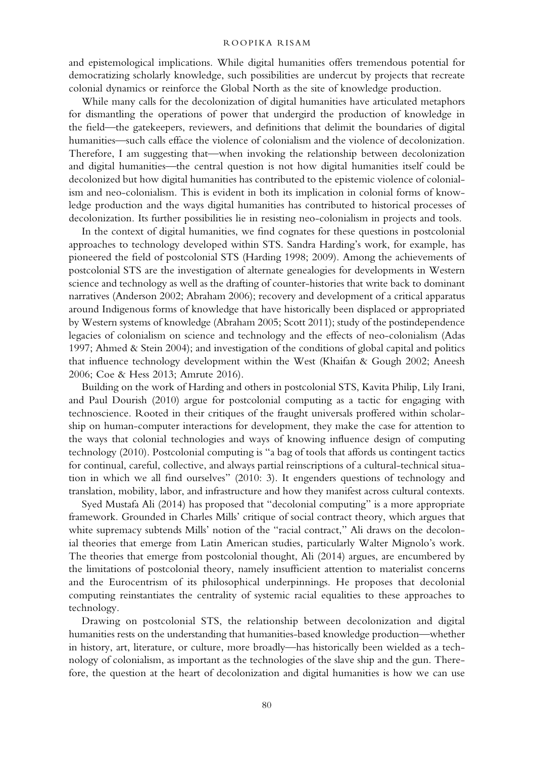and epistemological implications. While digital humanities offers tremendous potential for democratizing scholarly knowledge, such possibilities are undercut by projects that recreate colonial dynamics or reinforce the Global North as the site of knowledge production.

While many calls for the decolonization of digital humanities have articulated metaphors for dismantling the operations of power that undergird the production of knowledge in the field—the gatekeepers, reviewers, and definitions that delimit the boundaries of digital humanities—such calls efface the violence of colonialism and the violence of decolonization. Therefore, I am suggesting that—when invoking the relationship between decolonization and digital humanities—the central question is not how digital humanities itself could be decolonized but how digital humanities has contributed to the epistemic violence of colonialism and neo-colonialism. This is evident in both its implication in colonial forms of knowledge production and the ways digital humanities has contributed to historical processes of decolonization. Its further possibilities lie in resisting neo-colonialism in projects and tools.

In the context of digital humanities, we find cognates for these questions in postcolonial approaches to technology developed within STS. Sandra Harding's work, for example, has pioneered the field of postcolonial STS (Harding 1998; 2009). Among the achievements of postcolonial STS are the investigation of alternate genealogies for developments in Western science and technology as well as the drafting of counter-histories that write back to dominant narratives (Anderson 2002; Abraham 2006); recovery and development of a critical apparatus around Indigenous forms of knowledge that have historically been displaced or appropriated by Western systems of knowledge (Abraham 2005; Scott 2011); study of the postindependence legacies of colonialism on science and technology and the effects of neo-colonialism (Adas 1997; Ahmed & Stein 2004); and investigation of the conditions of global capital and politics that influence technology development within the West (Khaifan & Gough 2002; Aneesh 2006; Coe & Hess 2013; Amrute 2016).

Building on the work of Harding and others in postcolonial STS, Kavita Philip, Lily Irani, and Paul Dourish (2010) argue for postcolonial computing as a tactic for engaging with technoscience. Rooted in their critiques of the fraught universals proffered within scholarship on human-computer interactions for development, they make the case for attention to the ways that colonial technologies and ways of knowing influence design of computing technology (2010). Postcolonial computing is "a bag of tools that affords us contingent tactics for continual, careful, collective, and always partial reinscriptions of a cultural-technical situation in which we all find ourselves" (2010: 3). It engenders questions of technology and translation, mobility, labor, and infrastructure and how they manifest across cultural contexts.

Syed Mustafa Ali (2014) has proposed that "decolonial computing" is a more appropriate framework. Grounded in Charles Mills' critique of social contract theory, which argues that white supremacy subtends Mills' notion of the "racial contract," Ali draws on the decolonial theories that emerge from Latin American studies, particularly Walter Mignolo's work. The theories that emerge from postcolonial thought, Ali (2014) argues, are encumbered by the limitations of postcolonial theory, namely insufficient attention to materialist concerns and the Eurocentrism of its philosophical underpinnings. He proposes that decolonial computing reinstantiates the centrality of systemic racial equalities to these approaches to technology.

Drawing on postcolonial STS, the relationship between decolonization and digital humanities rests on the understanding that humanities-based knowledge production—whether in history, art, literature, or culture, more broadly—has historically been wielded as a technology of colonialism, as important as the technologies of the slave ship and the gun. Therefore, the question at the heart of decolonization and digital humanities is how we can use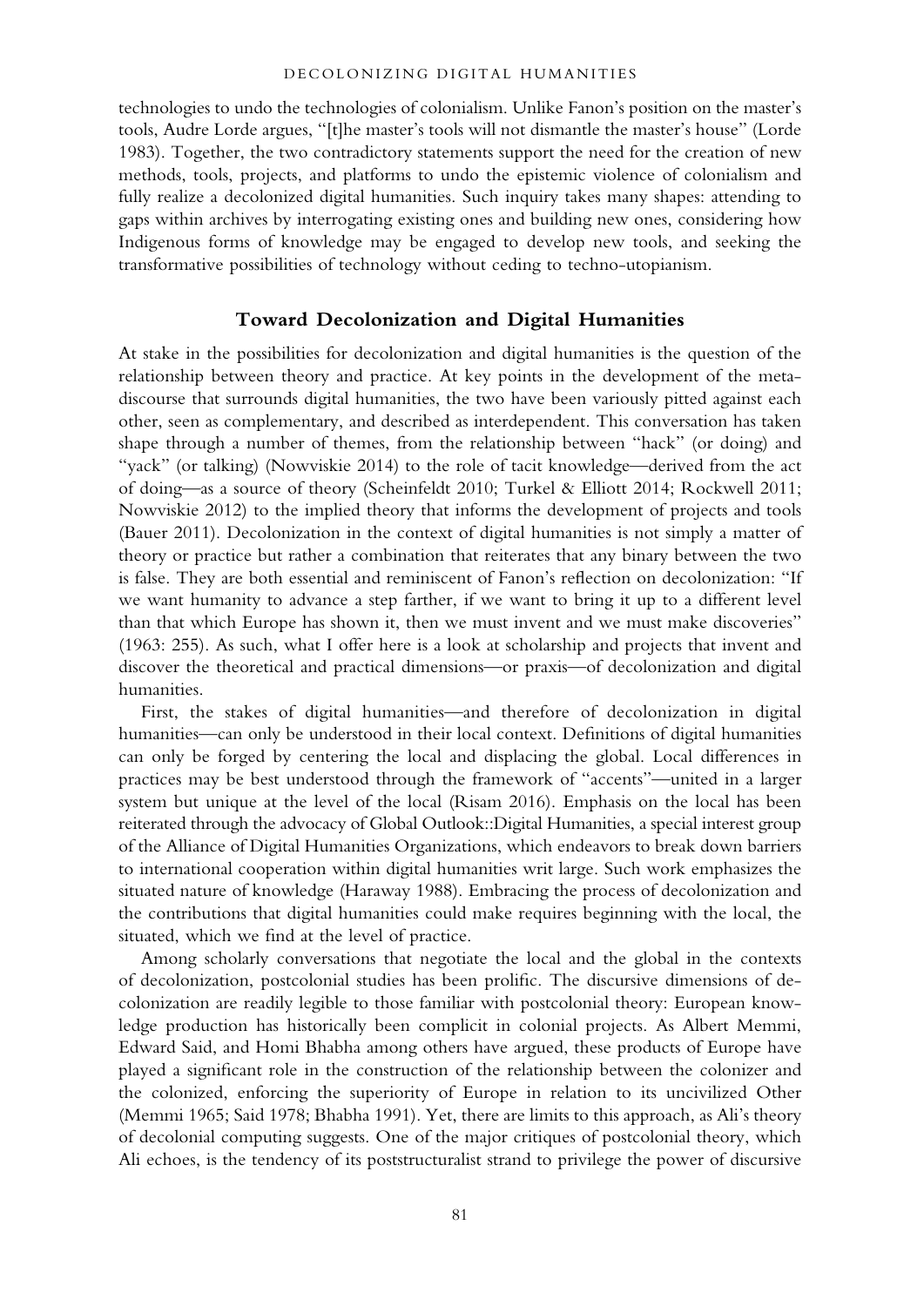technologies to undo the technologies of colonialism. Unlike Fanon's position on the master's tools, Audre Lorde argues, "[t]he master's tools will not dismantle the master's house" (Lorde 1983). Together, the two contradictory statements support the need for the creation of new methods, tools, projects, and platforms to undo the epistemic violence of colonialism and fully realize a decolonized digital humanities. Such inquiry takes many shapes: attending to gaps within archives by interrogating existing ones and building new ones, considering how Indigenous forms of knowledge may be engaged to develop new tools, and seeking the transformative possibilities of technology without ceding to techno-utopianism.

## Toward Decolonization and Digital Humanities

At stake in the possibilities for decolonization and digital humanities is the question of the relationship between theory and practice. At key points in the development of the meta-discourse that surrounds digital humanities, the two have been variously pitted against each other, seen as complementary, and described as interdependent. This conversation has taken shape through a number of themes, from the relationship between "hack" (or doing) and "yack" (or talking) (Nowviskie 2014) to the role of tacit knowledge—derived from the act of doing—as a source of theory (Scheinfeldt 2010; Turkel & Elliott 2014; Rockwell 2011; Nowviskie 2012) to the implied theory that informs the development of projects and tools (Bauer 2011). Decolonization in the context of digital humanities is not simply a matter of theory or practice but rather a combination that reiterates that any binary between the two is false. They are both essential and reminiscent of Fanon's reflection on decolonization: "If we want humanity to advance a step farther, if we want to bring it up to a different level than that which Europe has shown it, then we must invent and we must make discoveries" (1963: 255). As such, what I offer here is a look at scholarship and projects that invent and discover the theoretical and practical dimensions—or praxis—of decolonization and digital humanities.

First, the stakes of digital humanities—and therefore of decolonization in digital humanities—can only be understood in their local context. Definitions of digital humanities can only be forged by centering the local and displacing the global. Local differences in practices may be best understood through the framework of "accents"—united in a larger system but unique at the level of the local (Risam 2016). Emphasis on the local has been reiterated through the advocacy of Global Outlook::Digital Humanities, a special interest group of the Alliance of Digital Humanities Organizations, which endeavors to break down barriers to international cooperation within digital humanities writ large. Such work emphasizes the situated nature of knowledge (Haraway 1988). Embracing the process of decolonization and the contributions that digital humanities could make requires beginning with the local, the situated, which we find at the level of practice.

Among scholarly conversations that negotiate the local and the global in the contexts of decolonization, postcolonial studies has been prolific. The discursive dimensions of decolonization are readily legible to those familiar with postcolonial theory: European knowledge production has historically been complicit in colonial projects. As Albert Memmi, Edward Said, and Homi Bhabha among others have argued, these products of Europe have played a significant role in the construction of the relationship between the colonizer and the colonized, enforcing the superiority of Europe in relation to its uncivilized Other (Memmi 1965; Said 1978; Bhabha 1991). Yet, there are limits to this approach, as Ali's theory of decolonial computing suggests. One of the major critiques of postcolonial theory, which Ali echoes, is the tendency of its poststructuralist strand to privilege the power of discursive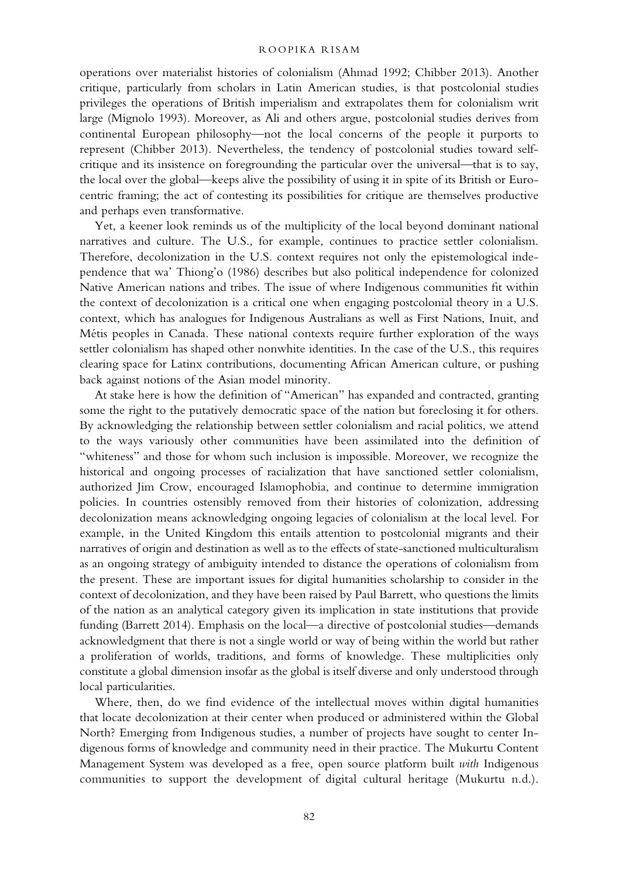operations over materialist histories of colonialism (Ahmad 1992; Chibber 2013). Another critique, particularly from scholars in Latin American studies, is that postcolonial studies privileges the operations of British imperialism and extrapolates them for colonialism writ large (Mignolo 1993). Moreover, as Ali and others argue, postcolonial studies derives from continental European philosophy—not the local concerns of the people it purports to represent (Chibber 2013). Nevertheless, the tendency of postcolonial studies toward self-critique and its insistence on foregrounding the particular over the universal—that is to say, the local over the global—keeps alive the possibility of using it in spite of its British or Eurocentric framing; the act of contesting its possibilities for critique are themselves productive and perhaps even transformative.

Yet, a keener look reminds us of the multiplicity of the local beyond dominant national narratives and culture. The U.S., for example, continues to practice settler colonialism. Therefore, decolonization in the U.S. context requires not only the epistemological independence that wa' Thiong'o (1986) describes but also political independence for colonized Native American nations and tribes. The issue of where Indigenous communities fit within the context of decolonization is a critical one when engaging postcolonial theory in a U.S. context, which has analogues for Indigenous Australians as well as First Nations, Inuit, and Métis peoples in Canada. These national contexts require further exploration of the ways settler colonialism has shaped other nonwhite identities. In the case of the U.S., this requires clearing space for Latinx contributions, documenting African American culture, or pushing back against notions of the Asian model minority.

At stake here is how the definition of "American" has expanded and contracted, granting some the right to the putatively democratic space of the nation but foreclosing it for others. By acknowledging the relationship between settler colonialism and racial politics, we attend to the ways variously other communities have been assimilated into the definition of "whiteness" and those for whom such inclusion is impossible. Moreover, we recognize the historical and ongoing processes of racialization that have sanctioned settler colonialism, authorized Jim Crow, encouraged Islamophobia, and continue to determine immigration policies. In countries ostensibly removed from their histories of colonization, addressing decolonization means acknowledging ongoing legacies of colonialism at the local level. For example, in the United Kingdom this entails attention to postcolonial migrants and their narratives of origin and destination as well as to the effects of state-sanctioned multiculturalism as an ongoing strategy of ambiguity intended to distance the operations of colonialism from the present. These are important issues for digital humanities scholarship to consider in the context of decolonization, and they have been raised by Paul Barrett, who questions the limits of the nation as an analytical category given its implication in state institutions that provide funding (Barrett 2014). Emphasis on the local—a directive of postcolonial studies—demands acknowledgment that there is not a single world or way of being within the world but rather a proliferation of worlds, traditions, and forms of knowledge. These multiplicities only constitute a global dimension insofar as the global is itself diverse and only understood through local particularities.

Where, then, do we find evidence of the intellectual moves within digital humanities that locate decolonization at their center when produced or administered within the Global North? Emerging from Indigenous studies, a number of projects have sought to center Indigenous forms of knowledge and community need in their practice. The Mukurtu Content Management System was developed as a free, open source platform built *with* Indigenous communities to support the development of digital cultural heritage (Mukurtu n.d.).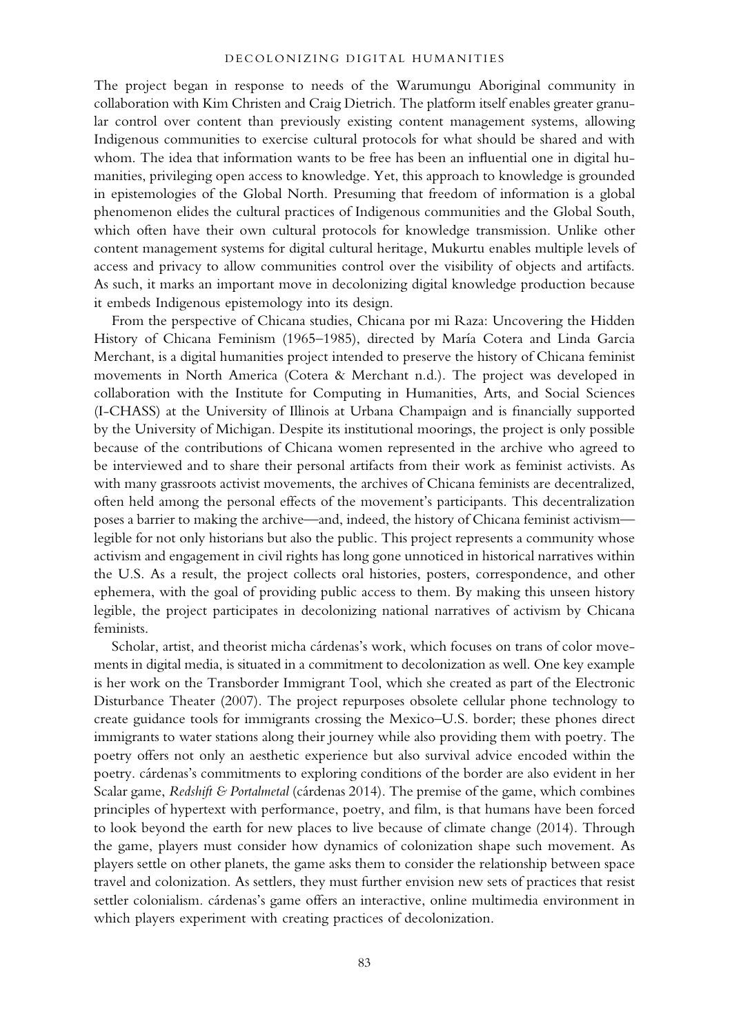The project began in response to needs of the Warumungu Aboriginal community in collaboration with Kim Christen and Craig Dietrich. The platform itself enables greater granular control over content than previously existing content management systems, allowing Indigenous communities to exercise cultural protocols for what should be shared and with whom. The idea that information wants to be free has been an influential one in digital humanities, privileging open access to knowledge. Yet, this approach to knowledge is grounded in epistemologies of the Global North. Presuming that freedom of information is a global phenomenon elides the cultural practices of Indigenous communities and the Global South, which often have their own cultural protocols for knowledge transmission. Unlike other content management systems for digital cultural heritage, Mukurtu enables multiple levels of access and privacy to allow communities control over the visibility of objects and artifacts. As such, it marks an important move in decolonizing digital knowledge production because it embeds Indigenous epistemology into its design.

From the perspective of Chicana studies, Chicana por mi Raza: Uncovering the Hidden History of Chicana Feminism (1965–1985), directed by María Cotera and Linda Garcia Merchant, is a digital humanities project intended to preserve the history of Chicana feminist movements in North America (Cotera & Merchant n.d.). The project was developed in collaboration with the Institute for Computing in Humanities, Arts, and Social Sciences (I-CHASS) at the University of Illinois at Urbana Champaign and is financially supported by the University of Michigan. Despite its institutional moorings, the project is only possible because of the contributions of Chicana women represented in the archive who agreed to be interviewed and to share their personal artifacts from their work as feminist activists. As with many grassroots activist movements, the archives of Chicana feminists are decentralized, often held among the personal effects of the movement's participants. This decentralization poses a barrier to making the archive—and, indeed, the history of Chicana feminist activism—legible for not only historians but also the public. This project represents a community whose activism and engagement in civil rights has long gone unnoticed in historical narratives within the U.S. As a result, the project collects oral histories, posters, correspondence, and other ephemera, with the goal of providing public access to them. By making this unseen history legible, the project participates in decolonizing national narratives of activism by Chicana feminists.

Scholar, artist, and theorist micha cárdenas's work, which focuses on trans of color movements in digital media, is situated in a commitment to decolonization as well. One key example is her work on the Transborder Immigrant Tool, which she created as part of the Electronic Disturbance Theater (2007). The project repurposes obsolete cellular phone technology to create guidance tools for immigrants crossing the Mexico–U.S. border; these phones direct immigrants to water stations along their journey while also providing them with poetry. The poetry offers not only an aesthetic experience but also survival advice encoded within the poetry. cárdenas's commitments to exploring conditions of the border are also evident in her Scalar game, *Redshift & Portalmetal* (cárdenas 2014). The premise of the game, which combines principles of hypertext with performance, poetry, and film, is that humans have been forced to look beyond the earth for new places to live because of climate change (2014). Through the game, players must consider how dynamics of colonization shape such movement. As players settle on other planets, the game asks them to consider the relationship between space travel and colonization. As settlers, they must further envision new sets of practices that resist settler colonialism. cárdenas's game offers an interactive, online multimedia environment in which players experiment with creating practices of decolonization.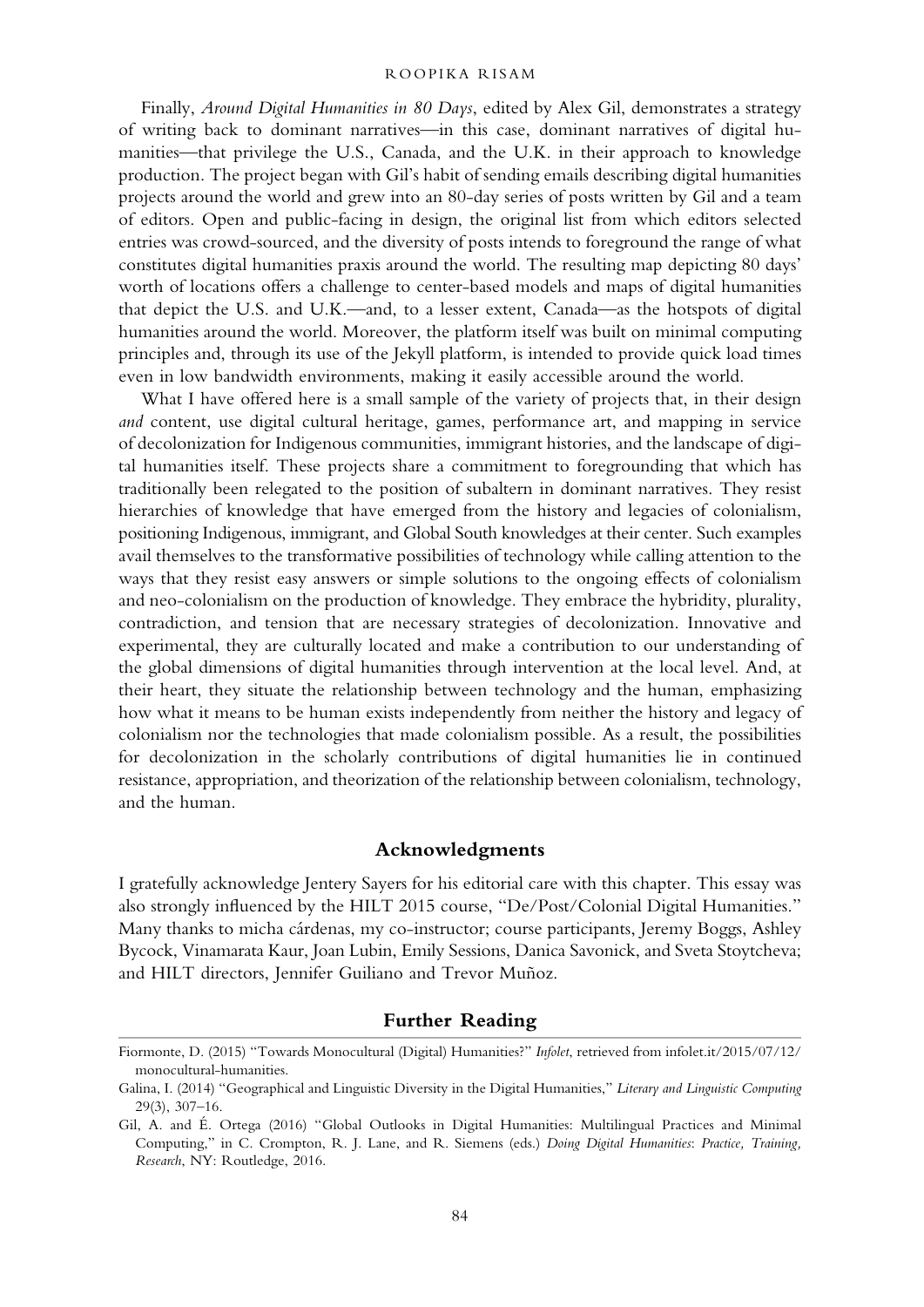Finally, *Around Digital Humanities in 80 Days*, edited by Alex Gil, demonstrates a strategy of writing back to dominant narratives—in this case, dominant narratives of digital humanities—that privilege the U.S., Canada, and the U.K. in their approach to knowledge production. The project began with Gil's habit of sending emails describing digital humanities projects around the world and grew into an 80-day series of posts written by Gil and a team of editors. Open and public-facing in design, the original list from which editors selected entries was crowd-sourced, and the diversity of posts intends to foreground the range of what constitutes digital humanities praxis around the world. The resulting map depicting 80 days' worth of locations offers a challenge to center-based models and maps of digital humanities that depict the U.S. and U.K.—and, to a lesser extent, Canada—as the hotspots of digital humanities around the world. Moreover, the platform itself was built on minimal computing principles and, through its use of the Jekyll platform, is intended to provide quick load times even in low bandwidth environments, making it easily accessible around the world.

What I have offered here is a small sample of the variety of projects that, in their design *and* content, use digital cultural heritage, games, performance art, and mapping in service of decolonization for Indigenous communities, immigrant histories, and the landscape of digital humanities itself. These projects share a commitment to foregrounding that which has traditionally been relegated to the position of subaltern in dominant narratives. They resist hierarchies of knowledge that have emerged from the history and legacies of colonialism, positioning Indigenous, immigrant, and Global South knowledges at their center. Such examples avail themselves to the transformative possibilities of technology while calling attention to the ways that they resist easy answers or simple solutions to the ongoing effects of colonialism and neo-colonialism on the production of knowledge. They embrace the hybridity, plurality, contradiction, and tension that are necessary strategies of decolonization. Innovative and experimental, they are culturally located and make a contribution to our understanding of the global dimensions of digital humanities through intervention at the local level. And, at their heart, they situate the relationship between technology and the human, emphasizing how what it means to be human exists independently from neither the history and legacy of colonialism nor the technologies that made colonialism possible. As a result, the possibilities for decolonization in the scholarly contributions of digital humanities lie in continued resistance, appropriation, and theorization of the relationship between colonialism, technology, and the human.

## Acknowledgments

I gratefully acknowledge Jentery Sayers for his editorial care with this chapter. This essay was also strongly influenced by the HILT 2015 course, "De/Post/Colonial Digital Humanities." Many thanks to micha cárdenas, my co-instructor; course participants, Jeremy Boggs, Ashley Bycock, Vinamarata Kaur, Joan Lubin, Emily Sessions, Danica Savonick, and Sveta Stoytcheva; and HILT directors, Jennifer Guiliano and Trevor Muñoz.

## Further Reading

Fiormonte, D. (2015) "Towards Monocultural (Digital) Humanities?" *Infolet*, retrieved from infolet.it/2015/07/12/monocultural-humanities.

Galina, I. (2014) "Geographical and Linguistic Diversity in the Digital Humanities," *Literary and Linguistic Computing* 29(3), 307–16.

Gil, A. and É. Ortega (2016) "Global Outlooks in Digital Humanities: Multilingual Practices and Minimal Computing," in C. Crompton, R. J. Lane, and R. Siemens (eds.) *Doing Digital Humanities: Practice, Training, Research*, NY: Routledge, 2016.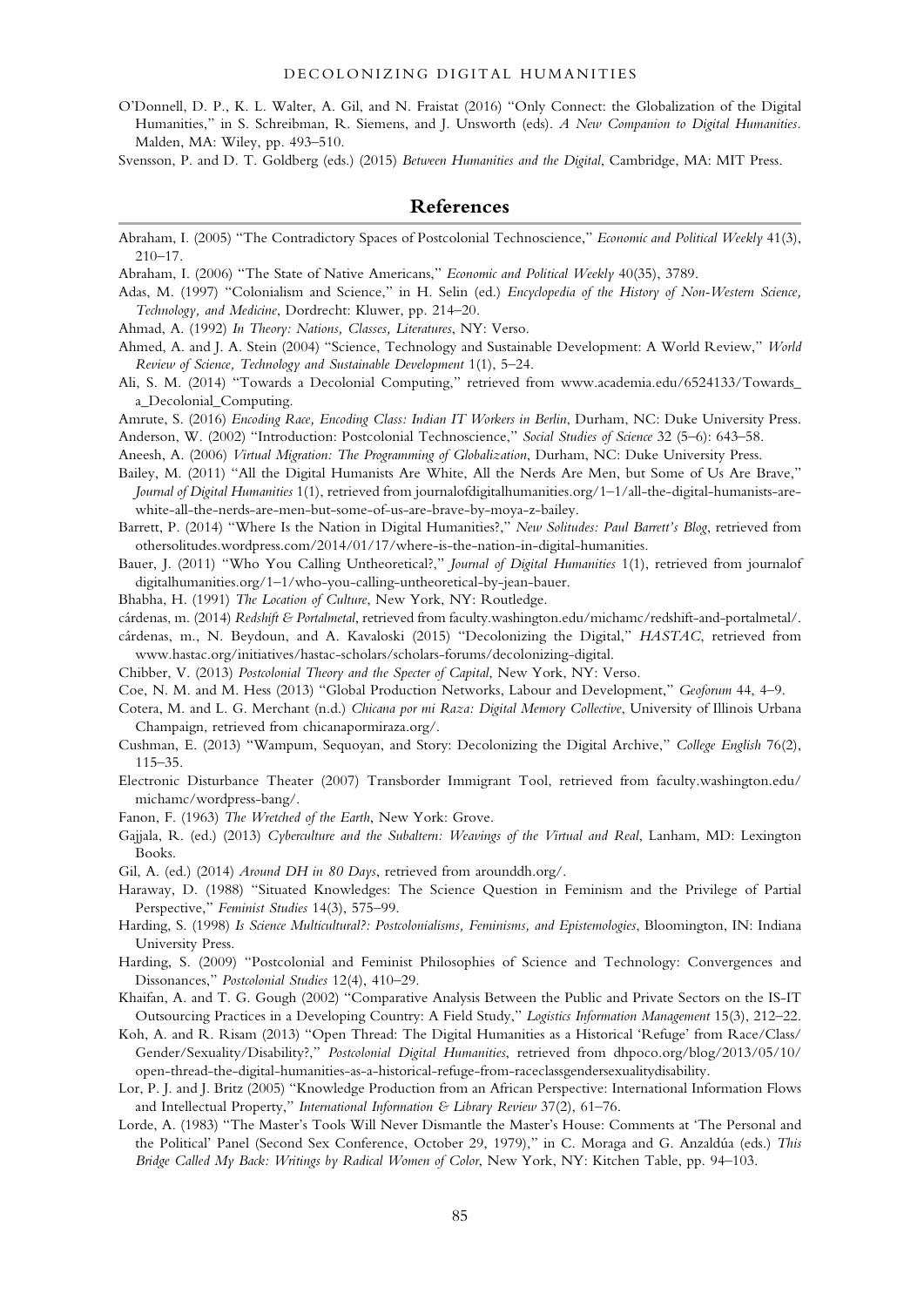O'Donnell, D. P., K. L. Walter, A. Gil, and N. Fraistat (2016) "Only Connect: the Globalization of the Digital Humanities," in S. Schreibman, R. Siemens, and J. Unsworth (eds). *A New Companion to Digital Humanities*. Malden, MA: Wiley, pp. 493–510.

Svensson, P. and D. T. Goldberg (eds.) (2015) *Between Humanities and the Digital*, Cambridge, MA: MIT Press.

## References

Abraham, I. (2005) "The Contradictory Spaces of Postcolonial Technoscience," *Economic and Political Weekly* 41(3), 210–17.

Abraham, I. (2006) "The State of Native Americans," *Economic and Political Weekly* 40(35), 3789.

Adas, M. (1997) "Colonialism and Science," in H. Selin (ed.) *Encyclopedia of the History of Non-Western Science, Technology, and Medicine*, Dordrecht: Kluwer, pp. 214–20.

Ahmad, A. (1992) *In Theory: Nations, Classes, Literatures*, NY: Verso.

Ahmed, A. and J. A. Stein (2004) "Science, Technology and Sustainable Development: A World Review," *World Review of Science, Technology and Sustainable Development* 1(1), 5–24.

Ali, S. M. (2014) "Towards a Decolonial Computing," retrieved from www.academia.edu/6524133/Towards_a_Decolonial_Computing.

Amrute, S. (2016) *Encoding Race, Encoding Class: Indian IT Workers in Berlin*, Durham, NC: Duke University Press.

Anderson, W. (2002) "Introduction: Postcolonial Technoscience," *Social Studies of Science* 32 (5–6): 643–58.

Aneesh, A. (2006) *Virtual Migration: The Programming of Globalization*, Durham, NC: Duke University Press.

Bailey, M. (2011) "All the Digital Humanists Are White, All the Nerds Are Men, but Some of Us Are Brave," *Journal of Digital Humanities* 1(1), retrieved from journalofdigitalhumanities.org/1–1/all-the-digital-humanists-are-white-all-the-nerds-are-men-but-some-of-us-are-brave-by-moya-z-bailey.

Barrett, P. (2014) "Where Is the Nation in Digital Humanities?," *New Solitudes: Paul Barrett's Blog*, retrieved from othersolitudes.wordpress.com/2014/01/17/where-is-the-nation-in-digital-humanities.

Bauer, J. (2011) "Who You Calling Untheoretical?," *Journal of Digital Humanities* 1(1), retrieved from journalofdigitalhumanities.org/1–1/who-you-calling-untheoretical-by-jean-bauer.

Bhabha, H. (1991) *The Location of Culture*, New York, NY: Routledge.

cárdenas, m. (2014) *Redshift & Portalmetal*, retrieved from faculty.washington.edu/michamc/redshift-and-portalmetal/.

cárdenas, m., N. Beydoun, and A. Kavaloski (2015) "Decolonizing the Digital," *HASTAC*, retrieved from www.hastac.org/initiatives/hastac-scholars/scholars-forums/decolonizing-digital.

Chibber, V. (2013) *Postcolonial Theory and the Specter of Capital*, New York, NY: Verso.

Coe, N. M. and M. Hess (2013) "Global Production Networks, Labour and Development," *Geoforum* 44, 4–9.

Cotera, M. and L. G. Merchant (n.d.) *Chicana por mi Raza: Digital Memory Collective*, University of Illinois Urbana Champaign, retrieved from chicanapormiraza.org/.

Cushman, E. (2013) "Wampum, Sequoyan, and Story: Decolonizing the Digital Archive," *College English* 76(2), 115–35.

Electronic Disturbance Theater (2007) Transborder Immigrant Tool, retrieved from faculty.washington.edu/michamc/wordpress-bang/.

Fanon, F. (1963) *The Wretched of the Earth*, New York: Grove.

Gajjala, R. (ed.) (2013) *Cyberculture and the Subaltern: Weavings of the Virtual and Real*, Lanham, MD: Lexington Books.

Gil, A. (ed.) (2014) *Around DH in 80 Days*, retrieved from arounddh.org/.

Haraway, D. (1988) "Situated Knowledges: The Science Question in Feminism and the Privilege of Partial Perspective," *Feminist Studies* 14(3), 575–99.

Harding, S. (1998) *Is Science Multicultural?: Postcolonialisms, Feminisms, and Epistemologies*, Bloomington, IN: Indiana University Press.

Harding, S. (2009) "Postcolonial and Feminist Philosophies of Science and Technology: Convergences and Dissonances," *Postcolonial Studies* 12(4), 410–29.

Khaifan, A. and T. G. Gough (2002) "Comparative Analysis Between the Public and Private Sectors on the IS-IT Outsourcing Practices in a Developing Country: A Field Study," *Logistics Information Management* 15(3), 212–22.

Koh, A. and R. Risam (2013) "Open Thread: The Digital Humanities as a Historical 'Refuge' from Race/Class/Gender/Sexuality/Disability?," *Postcolonial Digital Humanities*, retrieved from dhpoco.org/blog/2013/05/10/open-thread-the-digital-humanities-as-a-historical-refuge-from-raceclassgendersexualitydisability.

Lor, P. J. and J. Britz (2005) "Knowledge Production from an African Perspective: International Information Flows and Intellectual Property," *International Information & Library Review* 37(2), 61–76.

Lorde, A. (1983) "The Master's Tools Will Never Dismantle the Master's House: Comments at 'The Personal and the Political' Panel (Second Sex Conference, October 29, 1979)," in C. Moraga and G. Anzaldúa (eds.) *This Bridge Called My Back: Writings by Radical Women of Color*, New York, NY: Kitchen Table, pp. 94–103.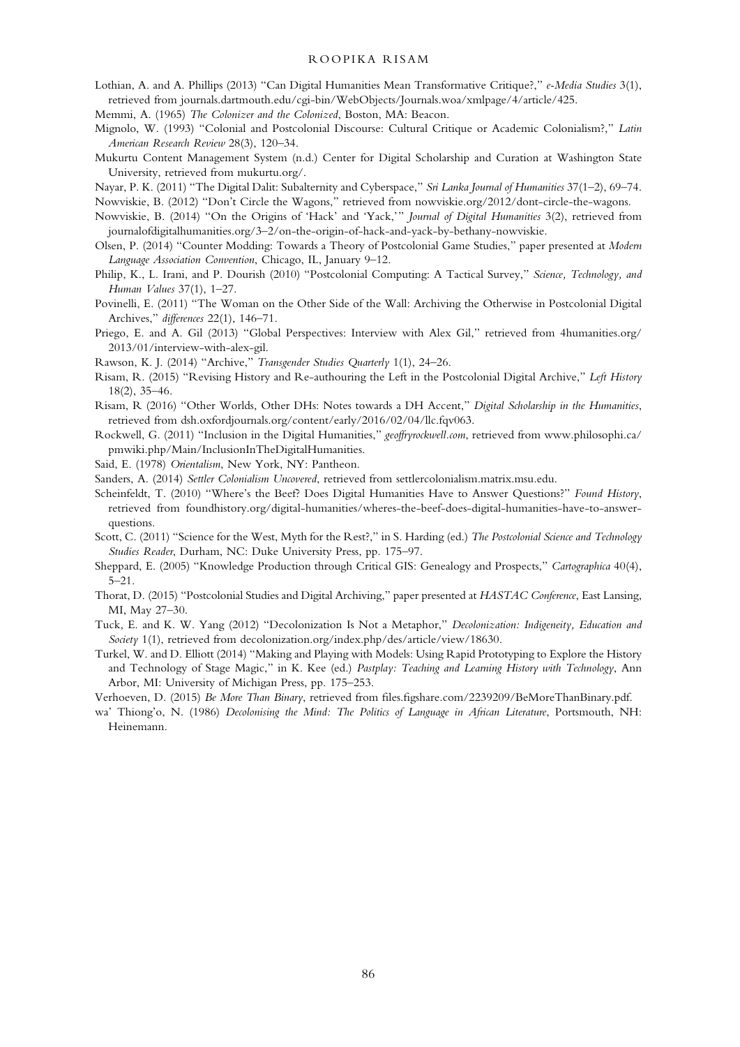Lothian, A. and A. Phillips (2013) "Can Digital Humanities Mean Transformative Critique?," *e-Media Studies* 3(1), retrieved from journals.dartmouth.edu/cgi-bin/WebObjects/Journals.woa/xmlpage/4/article/425.

Memmi, A. (1965) *The Colonizer and the Colonized*, Boston, MA: Beacon.

Mignolo, W. (1993) "Colonial and Postcolonial Discourse: Cultural Critique or Academic Colonialism?," *Latin American Research Review* 28(3), 120–34.

Mukurtu Content Management System (n.d.) Center for Digital Scholarship and Curation at Washington State University, retrieved from mukurtu.org/.

Nayar, P. K. (2011) "The Digital Dalit: Subalternity and Cyberspace," *Sri Lanka Journal of Humanities* 37(1–2), 69–74.

Nowviskie, B. (2012) "Don't Circle the Wagons," retrieved from nowviskie.org/2012/dont-circle-the-wagons.

Nowviskie, B. (2014) "On the Origins of 'Hack' and 'Yack,'" *Journal of Digital Humanities* 3(2), retrieved from journalofdigitalhumanities.org/3–2/on-the-origin-of-hack-and-yack-by-bethany-nowviskie.

Olsen, P. (2014) "Counter Modding: Towards a Theory of Postcolonial Game Studies," paper presented at *Modern Language Association Convention*, Chicago, IL, January 9–12.

Philip, K., L. Irani, and P. Dourish (2010) "Postcolonial Computing: A Tactical Survey," *Science, Technology, and Human Values* 37(1), 1–27.

Povinelli, E. (2011) "The Woman on the Other Side of the Wall: Archiving the Otherwise in Postcolonial Digital Archives," *differences* 22(1), 146–71.

Priego, E. and A. Gil (2013) "Global Perspectives: Interview with Alex Gil," retrieved from 4humanities.org/2013/01/interview-with-alex-gil.

Rawson, K. J. (2014) "Archive," *Transgender Studies Quarterly* 1(1), 24–26.

Risam, R. (2015) "Revising History and Re-authouring the Left in the Postcolonial Digital Archive," *Left History* 18(2), 35–46.

Risam, R (2016) "Other Worlds, Other DHs: Notes towards a DH Accent," *Digital Scholarship in the Humanities*, retrieved from dsh.oxfordjournals.org/content/early/2016/02/04/llc.fqv063.

Rockwell, G. (2011) "Inclusion in the Digital Humanities," *geoffryrockwell.com*, retrieved from www.philosophi.ca/pmwiki.php/Main/InclusionInTheDigitalHumanities.

Said, E. (1978) *Orientalism*, New York, NY: Pantheon.

Sanders, A. (2014) *Settler Colonialism Uncovered*, retrieved from settlercolonialism.matrix.msu.edu.

Scheinfeldt, T. (2010) "Where's the Beef? Does Digital Humanities Have to Answer Questions?" *Found History*, retrieved from foundhistory.org/digital-humanities/wheres-the-beef-does-digital-humanities-have-to-answer-questions.

Scott, C. (2011) "Science for the West, Myth for the Rest?," in S. Harding (ed.) *The Postcolonial Science and Technology Studies Reader*, Durham, NC: Duke University Press, pp. 175–97.

Sheppard, E. (2005) "Knowledge Production through Critical GIS: Genealogy and Prospects," *Cartographica* 40(4), 5–21.

Thorat, D. (2015) "Postcolonial Studies and Digital Archiving," paper presented at *HASTAC Conference*, East Lansing, MI, May 27–30.

Tuck, E. and K. W. Yang (2012) "Decolonization Is Not a Metaphor," *Decolonization: Indigeneity, Education and Society* 1(1), retrieved from decolonization.org/index.php/des/article/view/18630.

Turkel, W. and D. Elliott (2014) "Making and Playing with Models: Using Rapid Prototyping to Explore the History and Technology of Stage Magic," in K. Kee (ed.) *Pastplay: Teaching and Learning History with Technology*, Ann Arbor, MI: University of Michigan Press, pp. 175–253.

Verhoeven, D. (2015) *Be More Than Binary*, retrieved from files.figshare.com/2239209/BeMoreThanBinary.pdf.

wa' Thiong'o, N. (1986) *Decolonising the Mind: The Politics of Language in African Literature*, Portsmouth, NH: Heinemann.